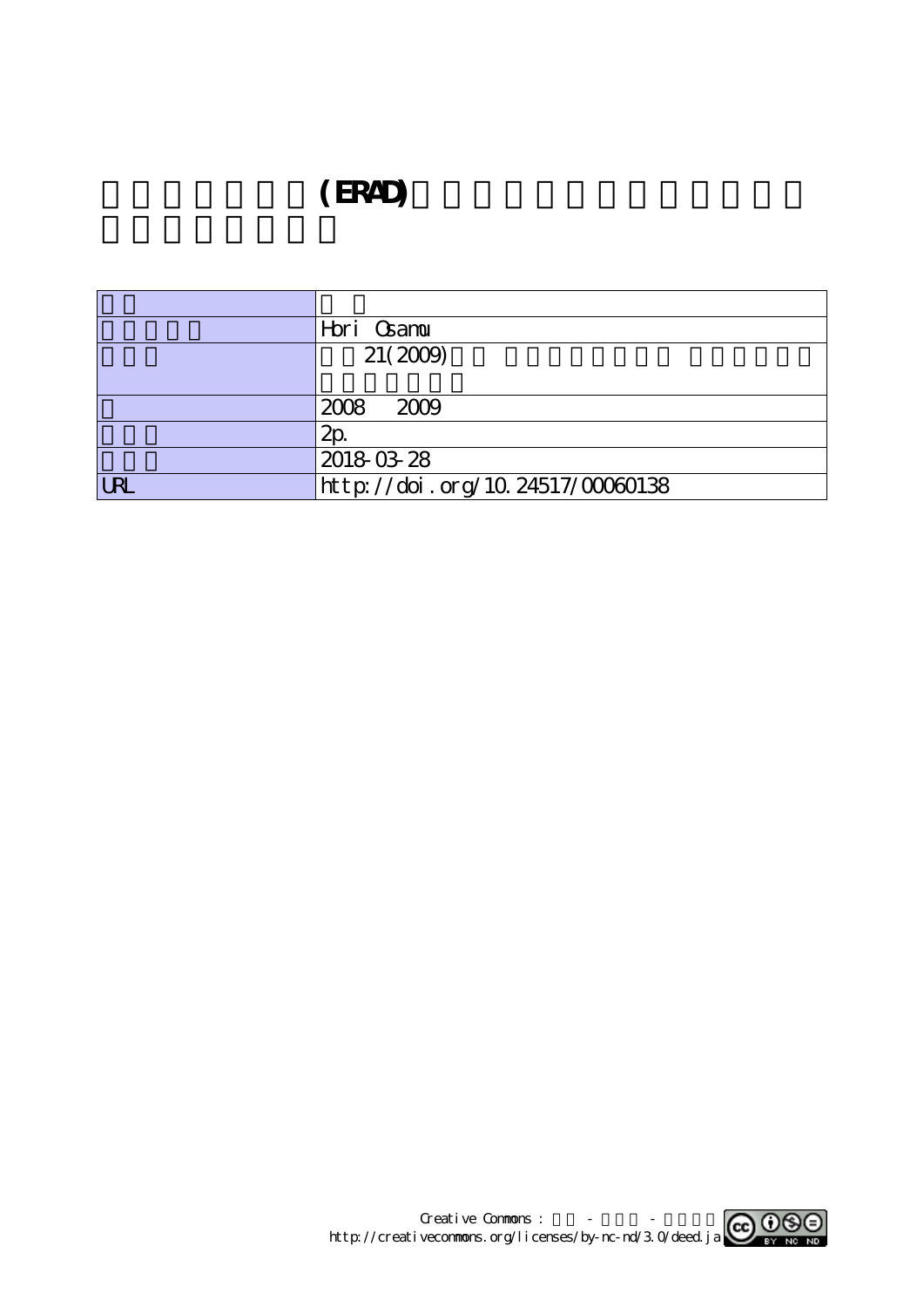# (ERAD)

| | |
|---|---|
| | |
| | Hori Osamu |
| | 21(2009) |
| | 2008 2009 |
| | 2p. |
| | 2018-03-28 |
| URL | http://doi.org/10.24517/00060138 |

Creative Commons : - -
http://creativecommons.org/licenses/by-nc-nd/3.0/deed.ja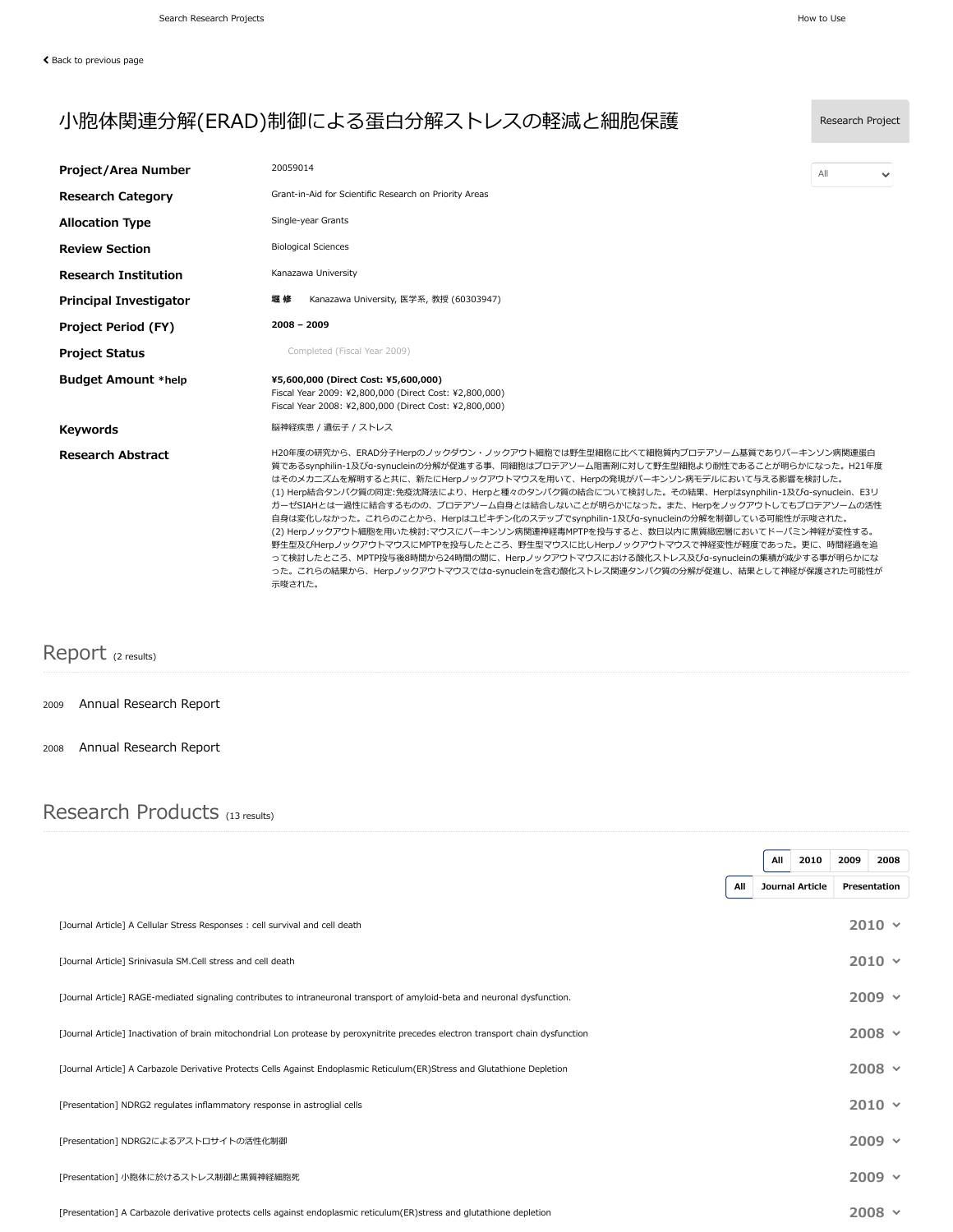Search Research Projects | How to Use

Back to previous page

# 小胞体関連分解(ERAD)制御による蛋白分解ストレスの軽減と細胞保護

Research Project

All

| | |
|---|---|
| **Project/Area Number** | 20059014 |
| **Research Category** | Grant-in-Aid for Scientific Research on Priority Areas |
| **Allocation Type** | Single-year Grants |
| **Review Section** | Biological Sciences |
| **Research Institution** | Kanazawa University |
| **Principal Investigator** | **堀 修** Kanazawa University, 医学系, 教授 (60303947) |
| **Project Period (FY)** | **2008 – 2009** |
| **Project Status** | Completed (Fiscal Year 2009) |
| **Budget Amount *help** | **¥5,600,000 (Direct Cost: ¥5,600,000)**<br>Fiscal Year 2009: ¥2,800,000 (Direct Cost: ¥2,800,000)<br>Fiscal Year 2008: ¥2,800,000 (Direct Cost: ¥2,800,000) |
| **Keywords** | 脳神経疾患 / 遺伝子 / ストレス |
| **Research Abstract** | H20年度の研究から、ERAD分子Herpのノックダウン・ノックアウト細胞では野生型細胞に比べて細胞質内プロテアソーム基質でありパーキンソン病関連蛋白質であるsynphilin-1及びα-synucleinの分解が促進する事、同細胞はプロテアソーム阻害剤に対して野生型細胞より耐性であることが明らかになった。H21年度はそのメカニズムを解明すると共に、新たにHerpノックアウトマウスを用いて、Herpの発現がパーキンソン病モデルにおいて与える影響を検討した。<br>(1) Herp結合タンパク質の同定:免疫沈降法により、Herpと種々のタンパク質の結合について検討した。その結果、Herpはsynphilin-1及びα-synuclein、E3リガーゼSIAHとは一過性に結合するものの、プロテアソーム自身とは結合しないことが明らかになった。また、Herpをノックアウトしてもプロテアソームの活性自身は変化しなかった。これらのことから、Herpはユビキチン化のステップでsynphilin-1及びα-synucleinの分解を制御している可能性が示唆された。<br>(2) Herpノックアウト細胞を用いた検討:マウスにパーキンソン病関連神経毒MPTPを投与すると、数日以内に黒質緻密層においてドーパミン神経が変性する。野生型及びHerpノックアウトマウスにMPTPを投与したところ、野生型マウスに比しHerpノックアウトマウスで神経変性が軽度であった。更に、時間経過を追って検討したところ、MPTP投与後8時間から24時間の間に、Herpノックアウトマウスにおける酸化ストレス及びα-synucleinの集積が減少する事が明らかになった。これらの結果から、Herpノックアウトマウスではα-synucleinを含む酸化ストレス関連タンパク質の分解が促進し、結果として神経が保護された可能性が示唆された。 |

## Report (2 results)

2009 Annual Research Report

2008 Annual Research Report

## Research Products (13 results)

All | 2010 | 2009 | 2008

All | Journal Article | Presentation

| | |
|---|---|
| [Journal Article] A Cellular Stress Responses : cell survival and cell death | 2010 |
| [Journal Article] Srinivasula SM.Cell stress and cell death | 2010 |
| [Journal Article] RAGE-mediated signaling contributes to intraneuronal transport of amyloid-beta and neuronal dysfunction. | 2009 |
| [Journal Article] Inactivation of brain mitochondrial Lon protease by peroxynitrite precedes electron transport chain dysfunction | 2008 |
| [Journal Article] A Carbazole Derivative Protects Cells Against Endoplasmic Reticulum(ER)Stress and Glutathione Depletion | 2008 |
| [Presentation] NDRG2 regulates inflammatory response in astroglial cells | 2010 |
| [Presentation] NDRG2によるアストロサイトの活性化制御 | 2009 |
| [Presentation] 小胞体に於けるストレス制御と黒質神経細胞死 | 2009 |
| [Presentation] A Carbazole derivative protects cells against endoplasmic reticulum(ER)stress and glutathione depletion | 2008 |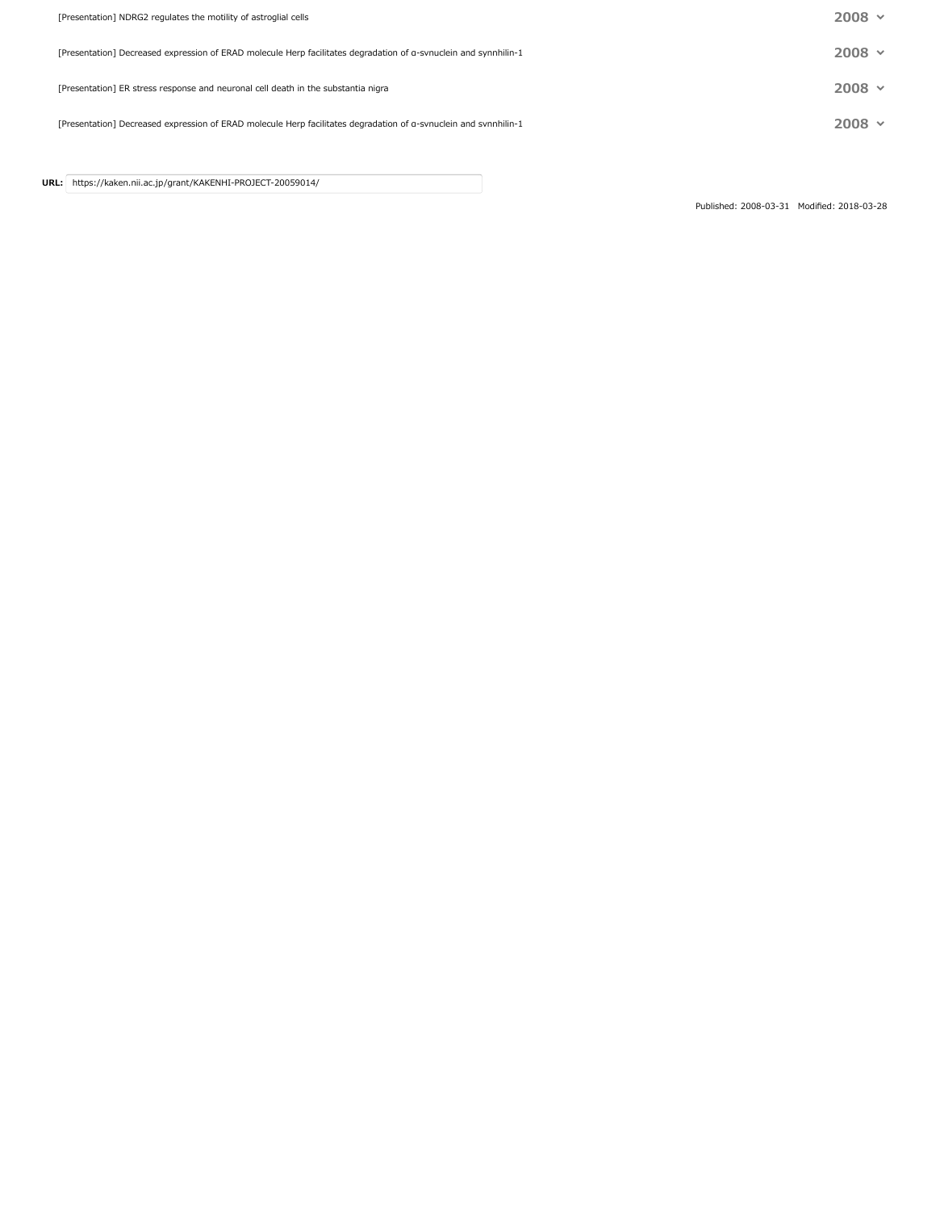[Presentation] NDRG2 regulates the motility of astroglial cells 2008

[Presentation] Decreased expression of ERAD molecule Herp facilitates degradation of α-synuclein and synphilin-1 2008

[Presentation] ER stress response and neuronal cell death in the substantia nigra 2008

[Presentation] Decreased expression of ERAD molecule Herp facilitates degradation of α-synuclein and synphilin-1 2008

**URL:** https://kaken.nii.ac.jp/grant/KAKENHI-PROJECT-20059014/

Published: 2008-03-31 Modified: 2018-03-28